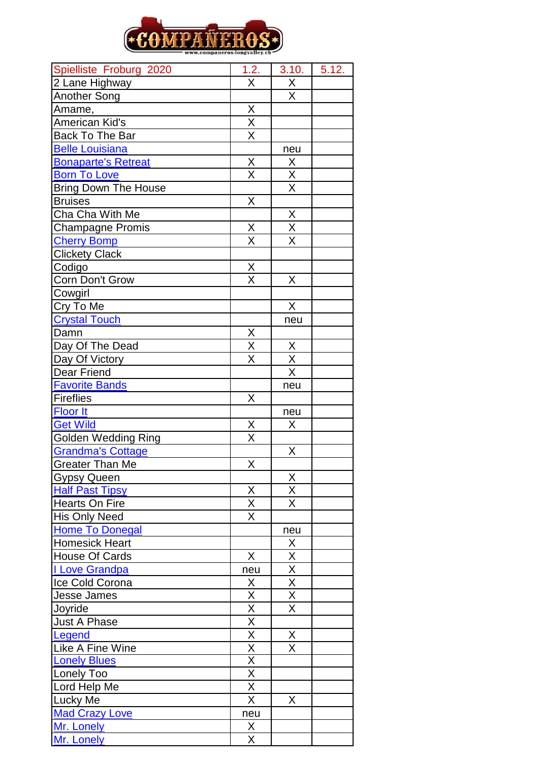COMPAÑEROS
www.companeros-longvalley.ch

| Spielliste Froburg 2020 | 1.2. | 3.10. | 5.12. |
|---|---|---|---|
| 2 Lane Highway | X | X | |
| Another Song | | X | |
| Amame, | X | | |
| American Kid's | X | | |
| Back To The Bar | X | | |
| Belle Louisiana | | neu | |
| Bonaparte's Retreat | X | X | |
| Born To Love | X | X | |
| Bring Down The House | | X | |
| Bruises | X | | |
| Cha Cha With Me | | X | |
| Champagne Promis | X | X | |
| Cherry Bomp | X | X | |
| Clickety Clack | | | |
| Codigo | X | | |
| Corn Don't Grow | X | X | |
| Cowgirl | | | |
| Cry To Me | | X | |
| Crystal Touch | | neu | |
| Damn | X | | |
| Day Of The Dead | X | X | |
| Day Of Victory | X | X | |
| Dear Friend | | X | |
| Favorite Bands | | neu | |
| Fireflies | X | | |
| Floor It | | neu | |
| Get Wild | X | X | |
| Golden Wedding Ring | X | | |
| Grandma's Cottage | | X | |
| Greater Than Me | X | | |
| Gypsy Queen | | X | |
| Half Past Tipsy | X | X | |
| Hearts On Fire | X | X | |
| His Only Need | X | | |
| Home To Donegal | | neu | |
| Homesick Heart | | X | |
| House Of Cards | X | X | |
| I Love Grandpa | neu | X | |
| Ice Cold Corona | X | X | |
| Jesse James | X | X | |
| Joyride | X | X | |
| Just A Phase | X | | |
| Legend | X | X | |
| Like A Fine Wine | X | X | |
| Lonely Blues | X | | |
| Lonely Too | X | | |
| Lord Help Me | X | | |
| Lucky Me | X | X | |
| Mad Crazy Love | neu | | |
| Mr. Lonely | X | | |
| Mr. Lonely | X | | |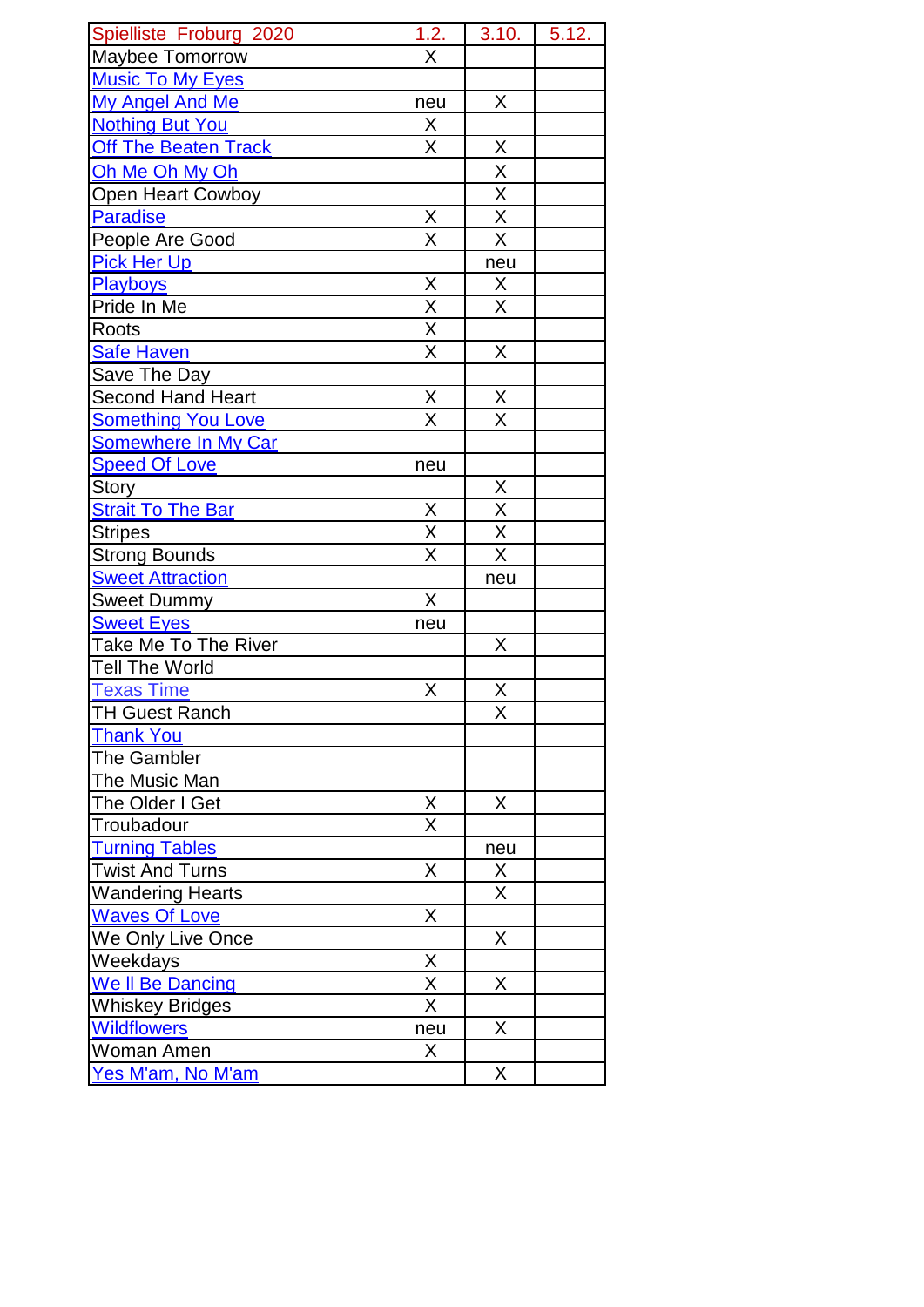| Spielliste Froburg 2020 | 1.2. | 3.10. | 5.12. |
|---|---|---|---|
| Maybee Tomorrow | X | | |
| Music To My Eyes | | | |
| My Angel And Me | neu | X | |
| Nothing But You | X | | |
| Off The Beaten Track | X | X | |
| Oh Me Oh My Oh | | X | |
| Open Heart Cowboy | | X | |
| Paradise | X | X | |
| People Are Good | X | X | |
| Pick Her Up | | neu | |
| Playboys | X | X | |
| Pride In Me | X | X | |
| Roots | X | | |
| Safe Haven | X | X | |
| Save The Day | | | |
| Second Hand Heart | X | X | |
| Something You Love | X | X | |
| Somewhere In My Car | | | |
| Speed Of Love | neu | | |
| Story | | X | |
| Strait To The Bar | X | X | |
| Stripes | X | X | |
| Strong Bounds | X | X | |
| Sweet Attraction | | neu | |
| Sweet Dummy | X | | |
| Sweet Eyes | neu | | |
| Take Me To The River | | X | |
| Tell The World | | | |
| Texas Time | X | X | |
| TH Guest Ranch | | X | |
| Thank You | | | |
| The Gambler | | | |
| The Music Man | | | |
| The Older I Get | X | X | |
| Troubadour | X | | |
| Turning Tables | | neu | |
| Twist And Turns | X | X | |
| Wandering Hearts | | X | |
| Waves Of Love | X | | |
| We Only Live Once | | X | |
| Weekdays | X | | |
| We ll Be Dancing | X | X | |
| Whiskey Bridges | X | | |
| Wildflowers | neu | X | |
| Woman Amen | X | | |
| Yes M'am, No M'am | | X | |